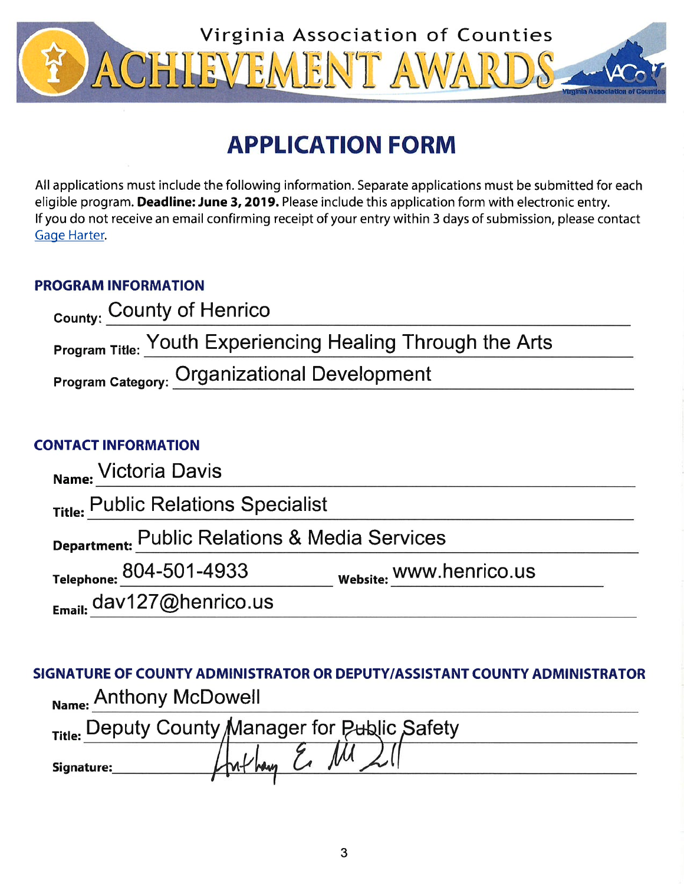Virginia Association of Counties

# ACHIEVEMENT AWARDS

## APPLICATION FORM

All applications must include the following information. Separate applications must be submitted for each eligible program. **Deadline: June 3, 2019.** Please include this application form with electronic entry. If you do not receive an email confirming receipt of your entry within 3 days of submission, please contact Gage Harter.

### PROGRAM INFORMATION

**County:** County of Henrico

**Program Title:** Youth Experiencing Healing Through the Arts

**Program Category:** Organizational Development

### CONTACT INFORMATION

**Name:** Victoria Davis

**Title:** Public Relations Specialist

**Department:** Public Relations & Media Services

**Telephone:** 804-501-4933 **Website:** www.henrico.us

**Email:** dav127@henrico.us

### SIGNATURE OF COUNTY ADMINISTRATOR OR DEPUTY/ASSISTANT COUNTY ADMINISTRATOR

**Name:** Anthony McDowell

**Title:** Deputy County Manager for Public Safety

**Signature:** Anthony E. McDowell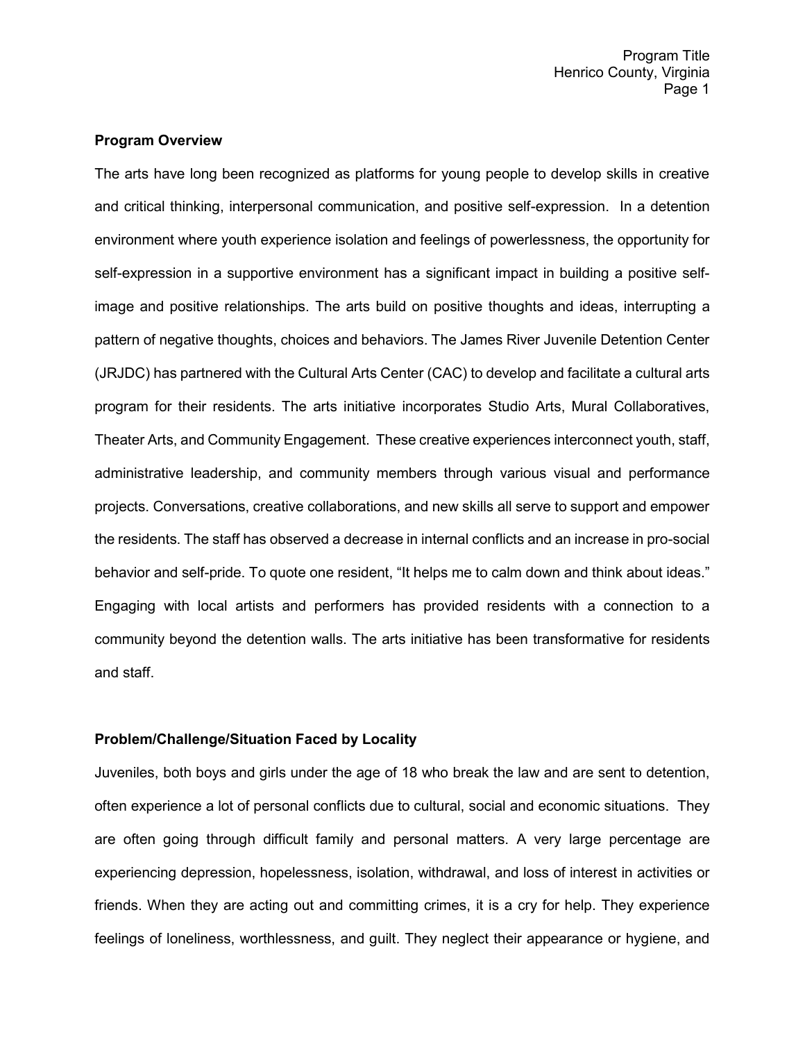**Program Overview**

The arts have long been recognized as platforms for young people to develop skills in creative and critical thinking, interpersonal communication, and positive self-expression. In a detention environment where youth experience isolation and feelings of powerlessness, the opportunity for self-expression in a supportive environment has a significant impact in building a positive self-image and positive relationships. The arts build on positive thoughts and ideas, interrupting a pattern of negative thoughts, choices and behaviors. The James River Juvenile Detention Center (JRJDC) has partnered with the Cultural Arts Center (CAC) to develop and facilitate a cultural arts program for their residents. The arts initiative incorporates Studio Arts, Mural Collaboratives, Theater Arts, and Community Engagement. These creative experiences interconnect youth, staff, administrative leadership, and community members through various visual and performance projects. Conversations, creative collaborations, and new skills all serve to support and empower the residents. The staff has observed a decrease in internal conflicts and an increase in pro-social behavior and self-pride. To quote one resident, "It helps me to calm down and think about ideas." Engaging with local artists and performers has provided residents with a connection to a community beyond the detention walls. The arts initiative has been transformative for residents and staff.

**Problem/Challenge/Situation Faced by Locality**

Juveniles, both boys and girls under the age of 18 who break the law and are sent to detention, often experience a lot of personal conflicts due to cultural, social and economic situations. They are often going through difficult family and personal matters. A very large percentage are experiencing depression, hopelessness, isolation, withdrawal, and loss of interest in activities or friends. When they are acting out and committing crimes, it is a cry for help. They experience feelings of loneliness, worthlessness, and guilt. They neglect their appearance or hygiene, and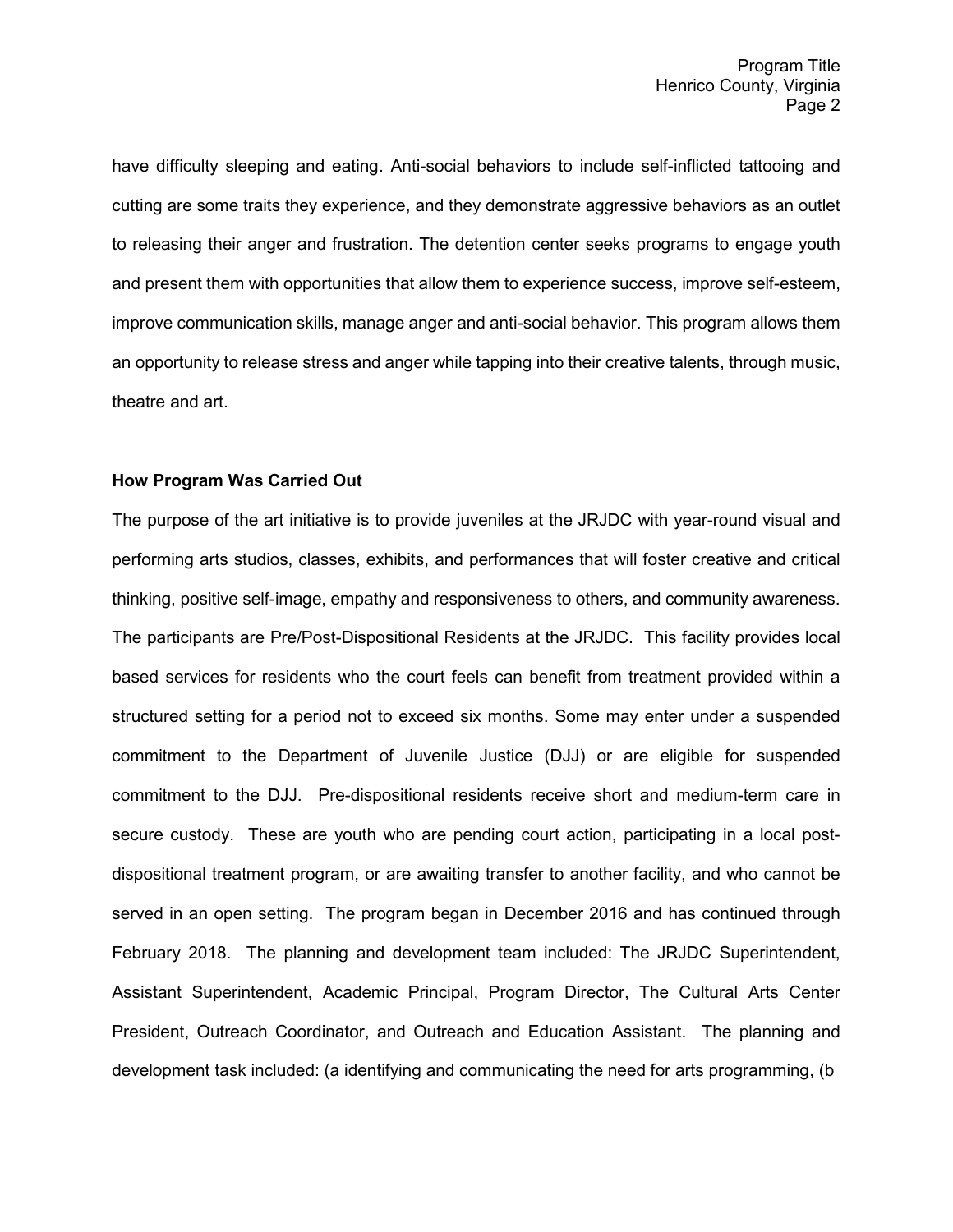have difficulty sleeping and eating. Anti-social behaviors to include self-inflicted tattooing and cutting are some traits they experience, and they demonstrate aggressive behaviors as an outlet to releasing their anger and frustration. The detention center seeks programs to engage youth and present them with opportunities that allow them to experience success, improve self-esteem, improve communication skills, manage anger and anti-social behavior. This program allows them an opportunity to release stress and anger while tapping into their creative talents, through music, theatre and art.

**How Program Was Carried Out**

The purpose of the art initiative is to provide juveniles at the JRJDC with year-round visual and performing arts studios, classes, exhibits, and performances that will foster creative and critical thinking, positive self-image, empathy and responsiveness to others, and community awareness. The participants are Pre/Post-Dispositional Residents at the JRJDC. This facility provides local based services for residents who the court feels can benefit from treatment provided within a structured setting for a period not to exceed six months. Some may enter under a suspended commitment to the Department of Juvenile Justice (DJJ) or are eligible for suspended commitment to the DJJ. Pre-dispositional residents receive short and medium-term care in secure custody. These are youth who are pending court action, participating in a local post-dispositional treatment program, or are awaiting transfer to another facility, and who cannot be served in an open setting. The program began in December 2016 and has continued through February 2018. The planning and development team included: The JRJDC Superintendent, Assistant Superintendent, Academic Principal, Program Director, The Cultural Arts Center President, Outreach Coordinator, and Outreach and Education Assistant. The planning and development task included: (a identifying and communicating the need for arts programming, (b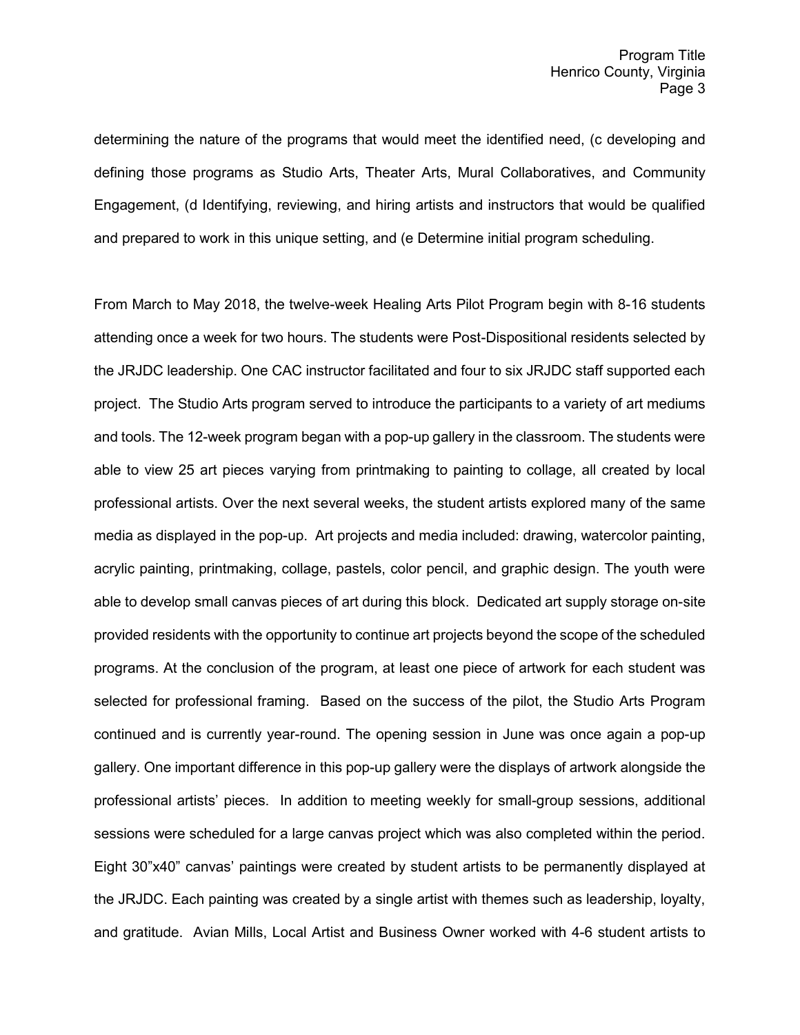determining the nature of the programs that would meet the identified need, (c developing and defining those programs as Studio Arts, Theater Arts, Mural Collaboratives, and Community Engagement, (d Identifying, reviewing, and hiring artists and instructors that would be qualified and prepared to work in this unique setting, and (e Determine initial program scheduling.

From March to May 2018, the twelve-week Healing Arts Pilot Program begin with 8-16 students attending once a week for two hours. The students were Post-Dispositional residents selected by the JRJDC leadership. One CAC instructor facilitated and four to six JRJDC staff supported each project. The Studio Arts program served to introduce the participants to a variety of art mediums and tools. The 12-week program began with a pop-up gallery in the classroom. The students were able to view 25 art pieces varying from printmaking to painting to collage, all created by local professional artists. Over the next several weeks, the student artists explored many of the same media as displayed in the pop-up. Art projects and media included: drawing, watercolor painting, acrylic painting, printmaking, collage, pastels, color pencil, and graphic design. The youth were able to develop small canvas pieces of art during this block. Dedicated art supply storage on-site provided residents with the opportunity to continue art projects beyond the scope of the scheduled programs. At the conclusion of the program, at least one piece of artwork for each student was selected for professional framing. Based on the success of the pilot, the Studio Arts Program continued and is currently year-round. The opening session in June was once again a pop-up gallery. One important difference in this pop-up gallery were the displays of artwork alongside the professional artists' pieces. In addition to meeting weekly for small-group sessions, additional sessions were scheduled for a large canvas project which was also completed within the period. Eight 30"x40" canvas' paintings were created by student artists to be permanently displayed at the JRJDC. Each painting was created by a single artist with themes such as leadership, loyalty, and gratitude. Avian Mills, Local Artist and Business Owner worked with 4-6 student artists to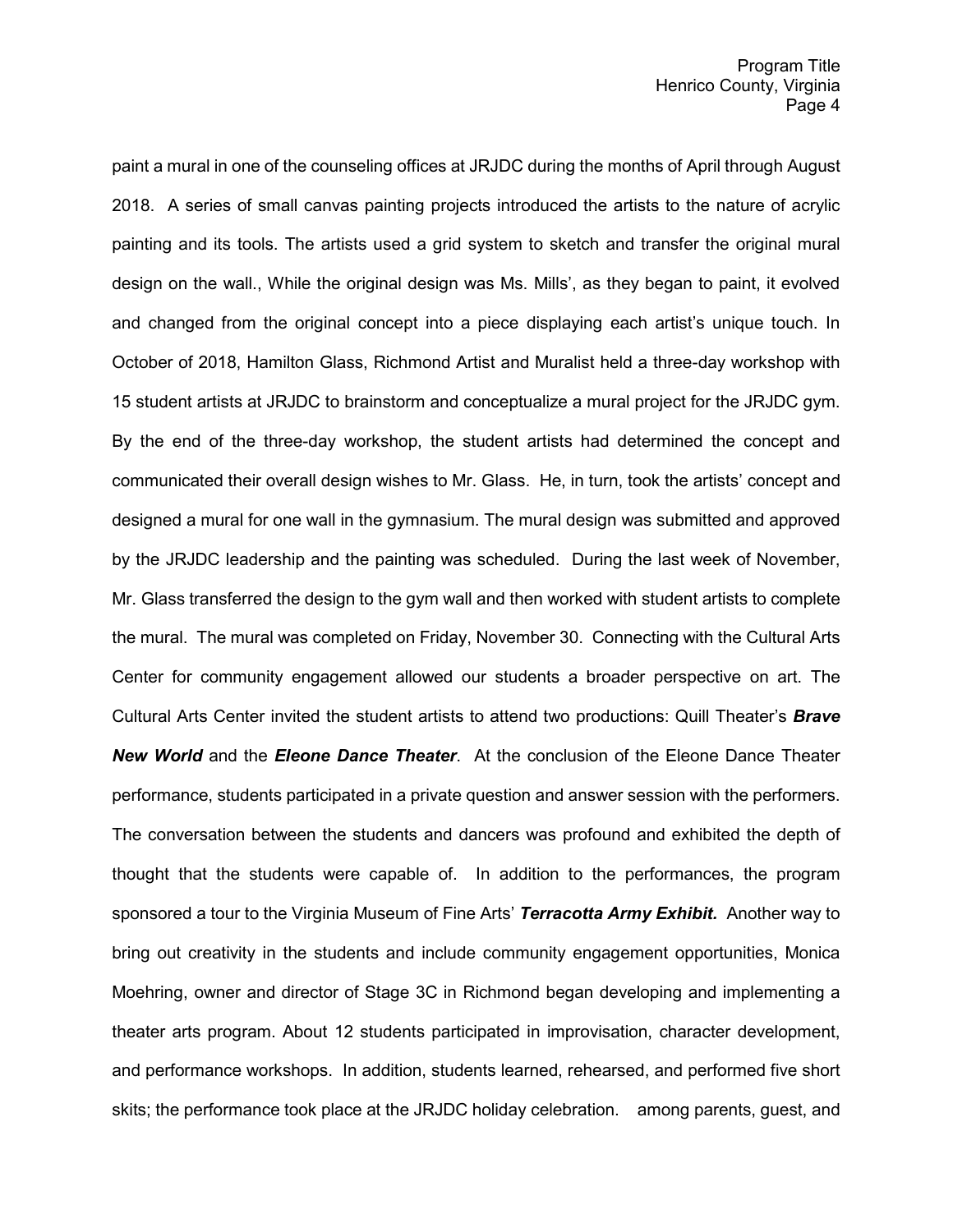paint a mural in one of the counseling offices at JRJDC during the months of April through August 2018. A series of small canvas painting projects introduced the artists to the nature of acrylic painting and its tools. The artists used a grid system to sketch and transfer the original mural design on the wall., While the original design was Ms. Mills', as they began to paint, it evolved and changed from the original concept into a piece displaying each artist's unique touch. In October of 2018, Hamilton Glass, Richmond Artist and Muralist held a three-day workshop with 15 student artists at JRJDC to brainstorm and conceptualize a mural project for the JRJDC gym. By the end of the three-day workshop, the student artists had determined the concept and communicated their overall design wishes to Mr. Glass. He, in turn, took the artists' concept and designed a mural for one wall in the gymnasium. The mural design was submitted and approved by the JRJDC leadership and the painting was scheduled. During the last week of November, Mr. Glass transferred the design to the gym wall and then worked with student artists to complete the mural. The mural was completed on Friday, November 30. Connecting with the Cultural Arts Center for community engagement allowed our students a broader perspective on art. The Cultural Arts Center invited the student artists to attend two productions: Quill Theater's ***Brave New World*** and the ***Eleone Dance Theater***. At the conclusion of the Eleone Dance Theater performance, students participated in a private question and answer session with the performers. The conversation between the students and dancers was profound and exhibited the depth of thought that the students were capable of. In addition to the performances, the program sponsored a tour to the Virginia Museum of Fine Arts' ***Terracotta Army Exhibit.*** Another way to bring out creativity in the students and include community engagement opportunities, Monica Moehring, owner and director of Stage 3C in Richmond began developing and implementing a theater arts program. About 12 students participated in improvisation, character development, and performance workshops. In addition, students learned, rehearsed, and performed five short skits; the performance took place at the JRJDC holiday celebration. among parents, guest, and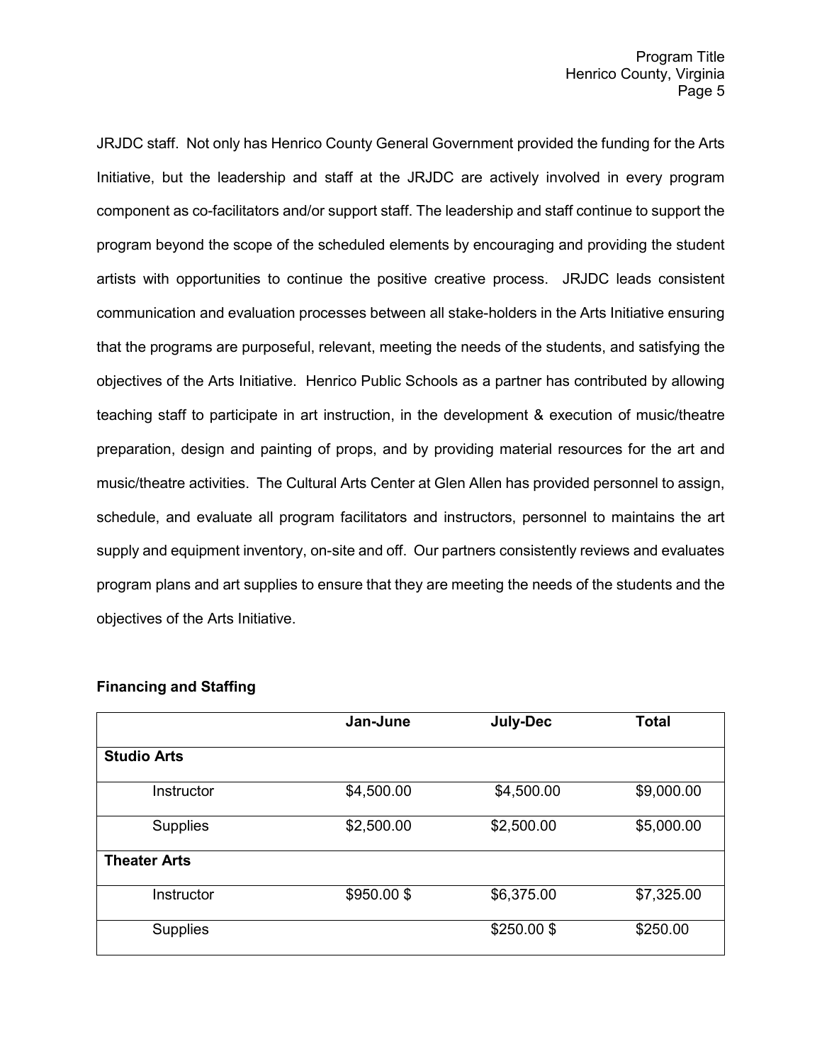JRJDC staff. Not only has Henrico County General Government provided the funding for the Arts Initiative, but the leadership and staff at the JRJDC are actively involved in every program component as co-facilitators and/or support staff. The leadership and staff continue to support the program beyond the scope of the scheduled elements by encouraging and providing the student artists with opportunities to continue the positive creative process. JRJDC leads consistent communication and evaluation processes between all stake-holders in the Arts Initiative ensuring that the programs are purposeful, relevant, meeting the needs of the students, and satisfying the objectives of the Arts Initiative. Henrico Public Schools as a partner has contributed by allowing teaching staff to participate in art instruction, in the development & execution of music/theatre preparation, design and painting of props, and by providing material resources for the art and music/theatre activities. The Cultural Arts Center at Glen Allen has provided personnel to assign, schedule, and evaluate all program facilitators and instructors, personnel to maintains the art supply and equipment inventory, on-site and off. Our partners consistently reviews and evaluates program plans and art supplies to ensure that they are meeting the needs of the students and the objectives of the Arts Initiative.

**Financing and Staffing**

| | Jan-June | July-Dec | Total |
|---|---|---|---|
| **Studio Arts** | | | |
| Instructor | $4,500.00 | $4,500.00 | $9,000.00 |
| Supplies | $2,500.00 | $2,500.00 | $5,000.00 |
| **Theater Arts** | | | |
| Instructor | $950.00 $ | $6,375.00 | $7,325.00 |
| Supplies | | $250.00 $ | $250.00 |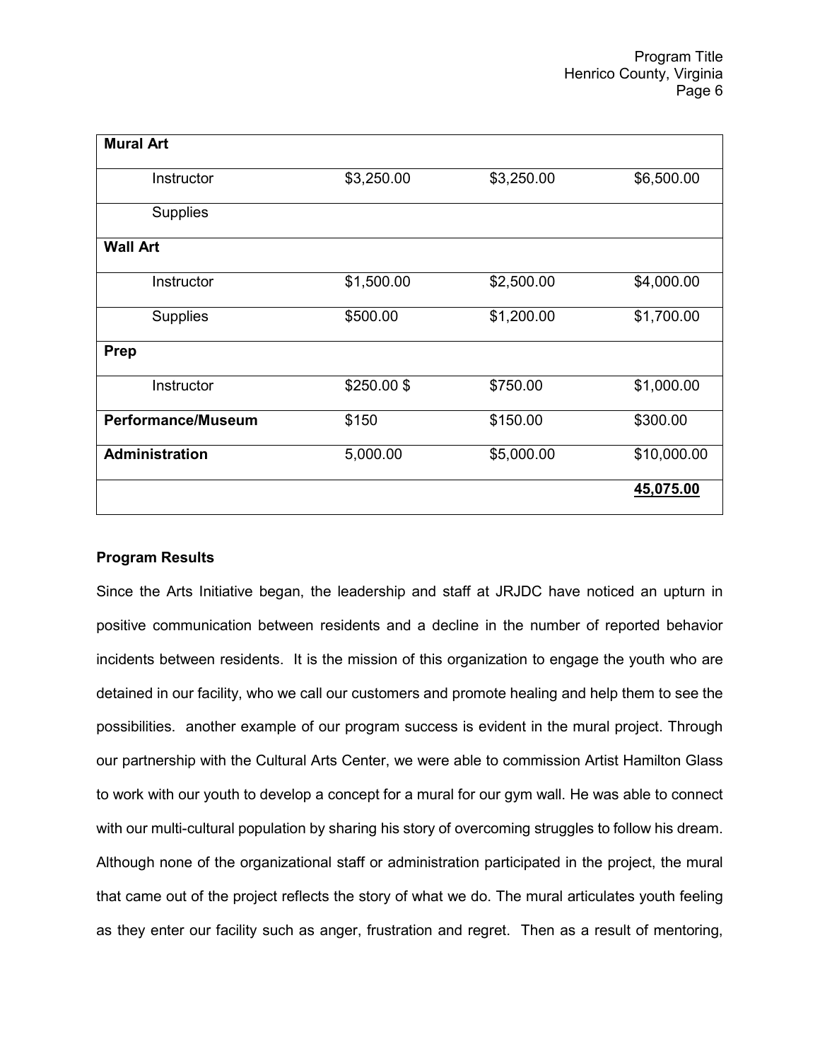| Mural Art | | | |
|---|---|---|---|
| Instructor | $3,250.00 | $3,250.00 | $6,500.00 |
| Supplies | | | |
| **Wall Art** | | | |
| Instructor | $1,500.00 | $2,500.00 | $4,000.00 |
| Supplies | $500.00 | $1,200.00 | $1,700.00 |
| **Prep** | | | |
| Instructor | $250.00 $ | $750.00 | $1,000.00 |
| **Performance/Museum** | $150 | $150.00 | $300.00 |
| **Administration** | 5,000.00 | $5,000.00 | $10,000.00 |
| | | | **45,075.00** |

**Program Results**

Since the Arts Initiative began, the leadership and staff at JRJDC have noticed an upturn in positive communication between residents and a decline in the number of reported behavior incidents between residents. It is the mission of this organization to engage the youth who are detained in our facility, who we call our customers and promote healing and help them to see the possibilities. another example of our program success is evident in the mural project. Through our partnership with the Cultural Arts Center, we were able to commission Artist Hamilton Glass to work with our youth to develop a concept for a mural for our gym wall. He was able to connect with our multi-cultural population by sharing his story of overcoming struggles to follow his dream. Although none of the organizational staff or administration participated in the project, the mural that came out of the project reflects the story of what we do. The mural articulates youth feeling as they enter our facility such as anger, frustration and regret. Then as a result of mentoring,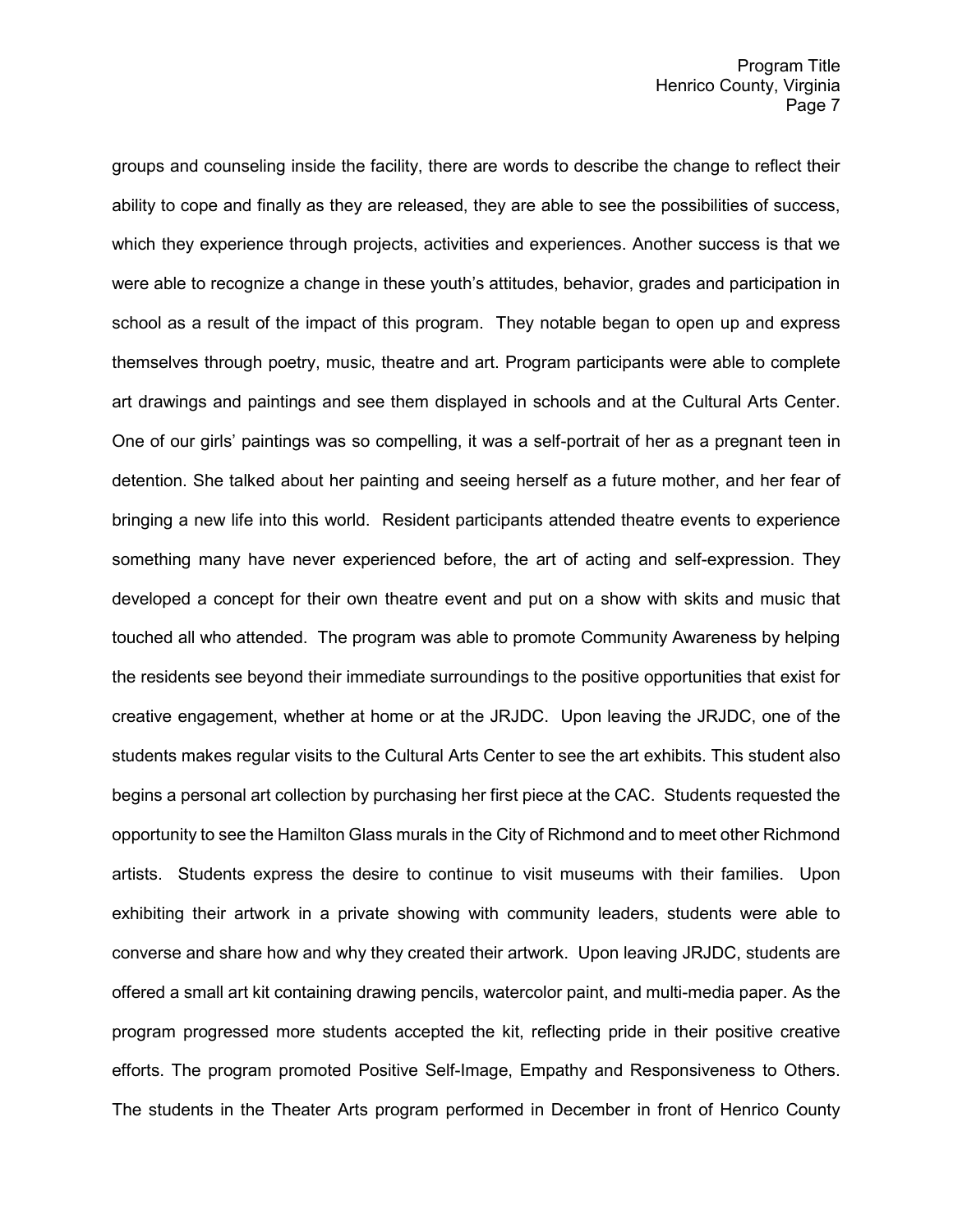groups and counseling inside the facility, there are words to describe the change to reflect their ability to cope and finally as they are released, they are able to see the possibilities of success, which they experience through projects, activities and experiences. Another success is that we were able to recognize a change in these youth's attitudes, behavior, grades and participation in school as a result of the impact of this program. They notable began to open up and express themselves through poetry, music, theatre and art. Program participants were able to complete art drawings and paintings and see them displayed in schools and at the Cultural Arts Center. One of our girls' paintings was so compelling, it was a self-portrait of her as a pregnant teen in detention. She talked about her painting and seeing herself as a future mother, and her fear of bringing a new life into this world. Resident participants attended theatre events to experience something many have never experienced before, the art of acting and self-expression. They developed a concept for their own theatre event and put on a show with skits and music that touched all who attended. The program was able to promote Community Awareness by helping the residents see beyond their immediate surroundings to the positive opportunities that exist for creative engagement, whether at home or at the JRJDC. Upon leaving the JRJDC, one of the students makes regular visits to the Cultural Arts Center to see the art exhibits. This student also begins a personal art collection by purchasing her first piece at the CAC. Students requested the opportunity to see the Hamilton Glass murals in the City of Richmond and to meet other Richmond artists. Students express the desire to continue to visit museums with their families. Upon exhibiting their artwork in a private showing with community leaders, students were able to converse and share how and why they created their artwork. Upon leaving JRJDC, students are offered a small art kit containing drawing pencils, watercolor paint, and multi-media paper. As the program progressed more students accepted the kit, reflecting pride in their positive creative efforts. The program promoted Positive Self-Image, Empathy and Responsiveness to Others. The students in the Theater Arts program performed in December in front of Henrico County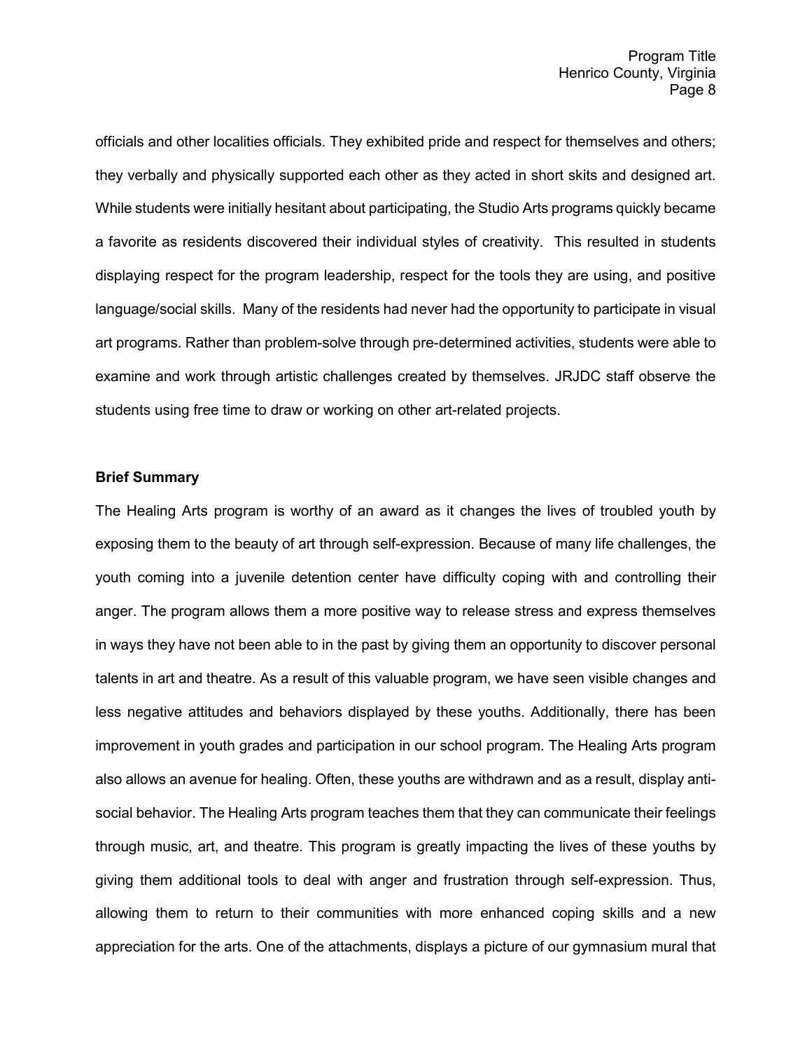officials and other localities officials. They exhibited pride and respect for themselves and others; they verbally and physically supported each other as they acted in short skits and designed art. While students were initially hesitant about participating, the Studio Arts programs quickly became a favorite as residents discovered their individual styles of creativity. This resulted in students displaying respect for the program leadership, respect for the tools they are using, and positive language/social skills. Many of the residents had never had the opportunity to participate in visual art programs. Rather than problem-solve through pre-determined activities, students were able to examine and work through artistic challenges created by themselves. JRJDC staff observe the students using free time to draw or working on other art-related projects.

**Brief Summary**

The Healing Arts program is worthy of an award as it changes the lives of troubled youth by exposing them to the beauty of art through self-expression. Because of many life challenges, the youth coming into a juvenile detention center have difficulty coping with and controlling their anger. The program allows them a more positive way to release stress and express themselves in ways they have not been able to in the past by giving them an opportunity to discover personal talents in art and theatre. As a result of this valuable program, we have seen visible changes and less negative attitudes and behaviors displayed by these youths. Additionally, there has been improvement in youth grades and participation in our school program. The Healing Arts program also allows an avenue for healing. Often, these youths are withdrawn and as a result, display anti-social behavior. The Healing Arts program teaches them that they can communicate their feelings through music, art, and theatre. This program is greatly impacting the lives of these youths by giving them additional tools to deal with anger and frustration through self-expression. Thus, allowing them to return to their communities with more enhanced coping skills and a new appreciation for the arts. One of the attachments, displays a picture of our gymnasium mural that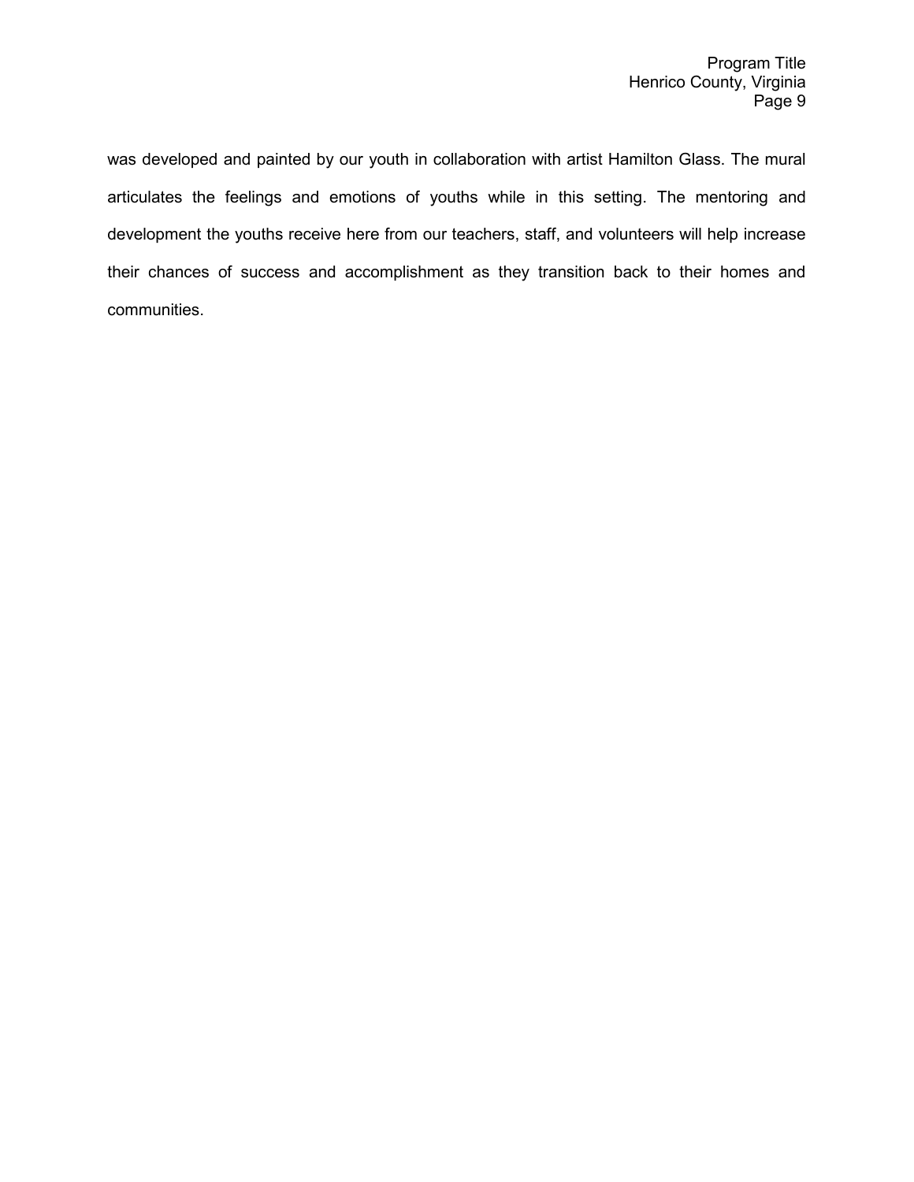was developed and painted by our youth in collaboration with artist Hamilton Glass. The mural articulates the feelings and emotions of youths while in this setting. The mentoring and development the youths receive here from our teachers, staff, and volunteers will help increase their chances of success and accomplishment as they transition back to their homes and communities.